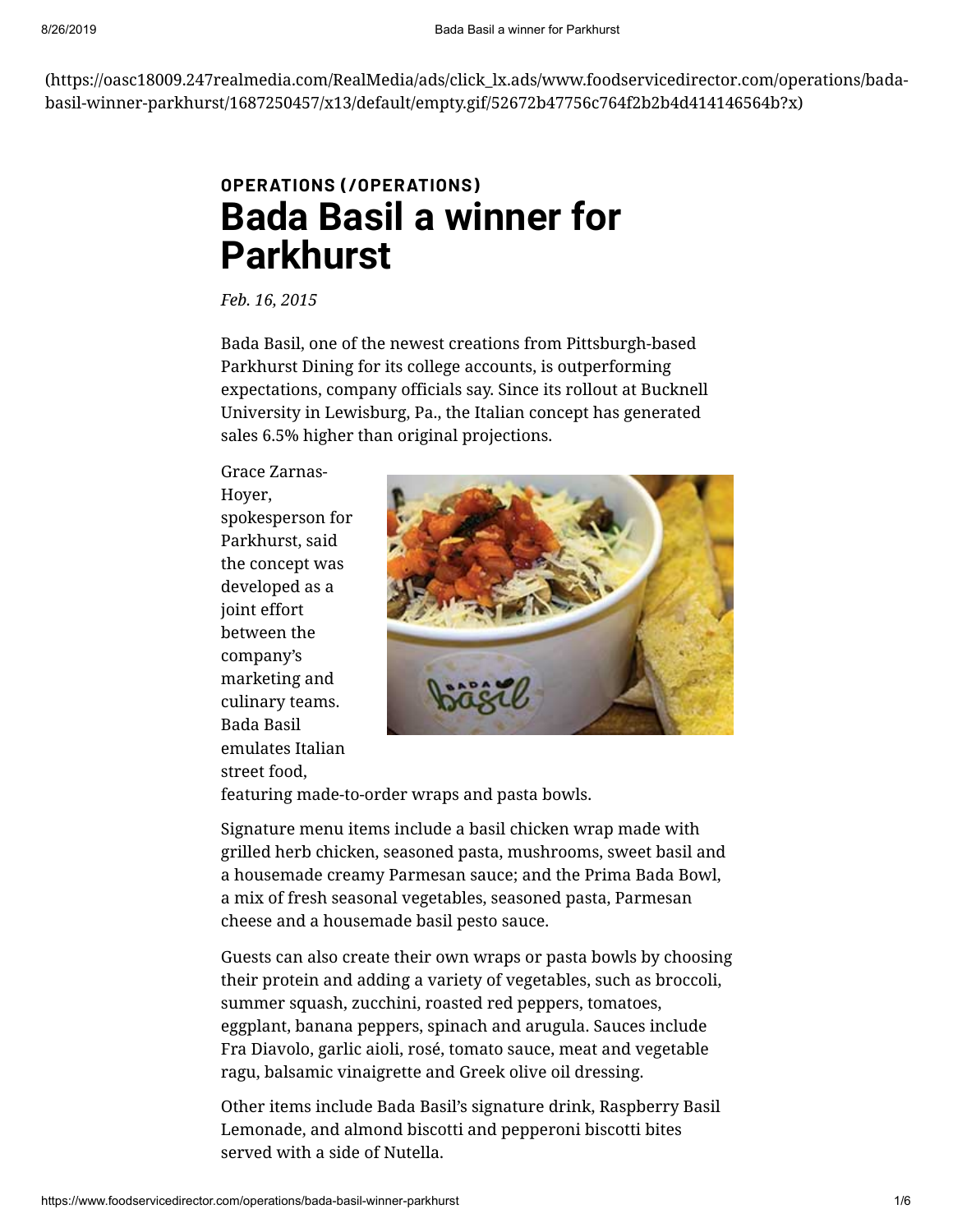(https://oasc18009.247realmedia.com/RealMedia/ads/click_lx.ads/www.foodservicedirector.com/operations/bada-basil-winner-parkhurst/1687250457/x13/default/empty.gif/52672b47756c764f2b2b4d414146564b?x)

**OPERATIONS (/OPERATIONS)**

# Bada Basil a winner for Parkhurst

*Feb. 16, 2015*

Bada Basil, one of the newest creations from Pittsburgh-based Parkhurst Dining for its college accounts, is outperforming expectations, company officials say. Since its rollout at Bucknell University in Lewisburg, Pa., the Italian concept has generated sales 6.5% higher than original projections.

Grace Zarnas-Hoyer, spokesperson for Parkhurst, said the concept was developed as a joint effort between the company's marketing and culinary teams. Bada Basil emulates Italian street food, featuring made-to-order wraps and pasta bowls.

Signature menu items include a basil chicken wrap made with grilled herb chicken, seasoned pasta, mushrooms, sweet basil and a housemade creamy Parmesan sauce; and the Prima Bada Bowl, a mix of fresh seasonal vegetables, seasoned pasta, Parmesan cheese and a housemade basil pesto sauce.

Guests can also create their own wraps or pasta bowls by choosing their protein and adding a variety of vegetables, such as broccoli, summer squash, zucchini, roasted red peppers, tomatoes, eggplant, banana peppers, spinach and arugula. Sauces include Fra Diavolo, garlic aioli, rosé, tomato sauce, meat and vegetable ragu, balsamic vinaigrette and Greek olive oil dressing.

Other items include Bada Basil's signature drink, Raspberry Basil Lemonade, and almond biscotti and pepperoni biscotti bites served with a side of Nutella.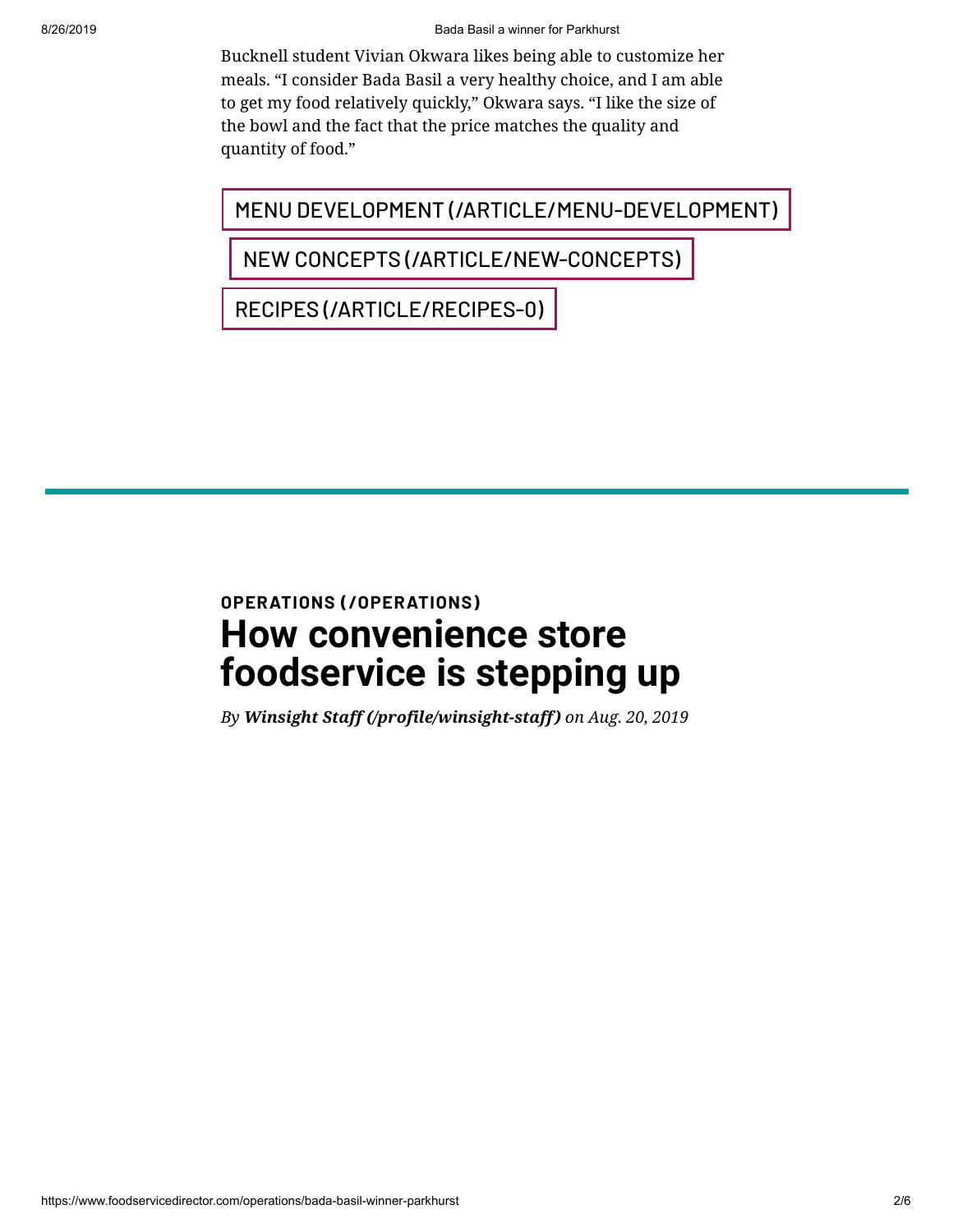Bucknell student Vivian Okwara likes being able to customize her meals. “I consider Bada Basil a very healthy choice, and I am able to get my food relatively quickly,” Okwara says. “I like the size of the bowl and the fact that the price matches the quality and quantity of food.”

MENU DEVELOPMENT (/ARTICLE/MENU-DEVELOPMENT)

NEW CONCEPTS (/ARTICLE/NEW-CONCEPTS)

RECIPES (/ARTICLE/RECIPES-0)

---

**OPERATIONS (/OPERATIONS)**

# How convenience store foodservice is stepping up

*By **Winsight Staff (/profile/winsight-staff)** on Aug. 20, 2019*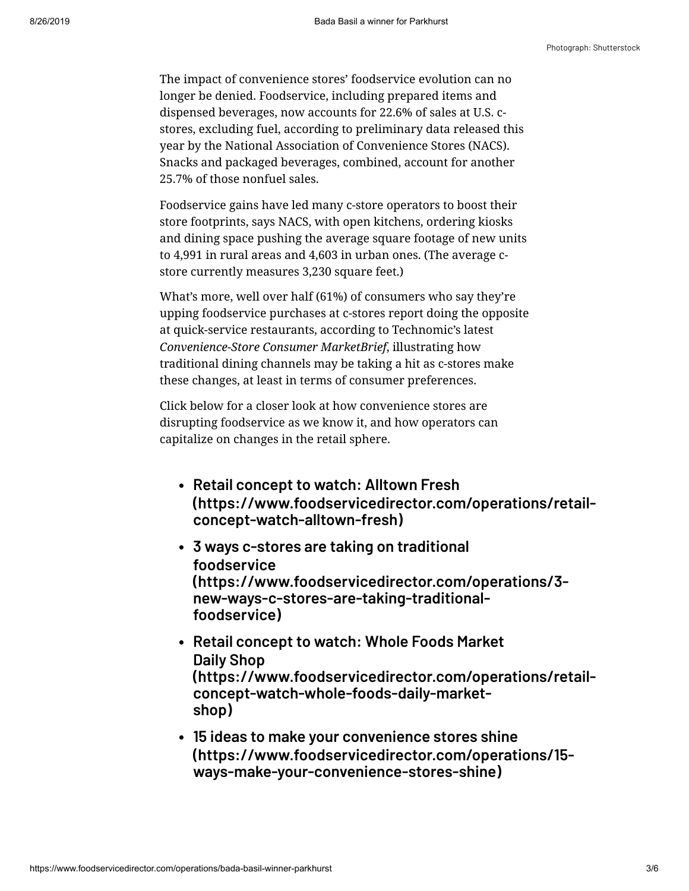Photograph: Shutterstock

The impact of convenience stores' foodservice evolution can no longer be denied. Foodservice, including prepared items and dispensed beverages, now accounts for 22.6% of sales at U.S. c-stores, excluding fuel, according to preliminary data released this year by the National Association of Convenience Stores (NACS). Snacks and packaged beverages, combined, account for another 25.7% of those nonfuel sales.

Foodservice gains have led many c-store operators to boost their store footprints, says NACS, with open kitchens, ordering kiosks and dining space pushing the average square footage of new units to 4,991 in rural areas and 4,603 in urban ones. (The average c-store currently measures 3,230 square feet.)

What's more, well over half (61%) of consumers who say they're upping foodservice purchases at c-stores report doing the opposite at quick-service restaurants, according to Technomic's latest *Convenience-Store Consumer MarketBrief*, illustrating how traditional dining channels may be taking a hit as c-stores make these changes, at least in terms of consumer preferences.

Click below for a closer look at how convenience stores are disrupting foodservice as we know it, and how operators can capitalize on changes in the retail sphere.

- **Retail concept to watch: Alltown Fresh (https://www.foodservicedirector.com/operations/retail-concept-watch-alltown-fresh)**
- **3 ways c-stores are taking on traditional foodservice (https://www.foodservicedirector.com/operations/3-new-ways-c-stores-are-taking-traditional-foodservice)**
- **Retail concept to watch: Whole Foods Market Daily Shop (https://www.foodservicedirector.com/operations/retail-concept-watch-whole-foods-daily-market-shop)**
- **15 ideas to make your convenience stores shine (https://www.foodservicedirector.com/operations/15-ways-make-your-convenience-stores-shine)**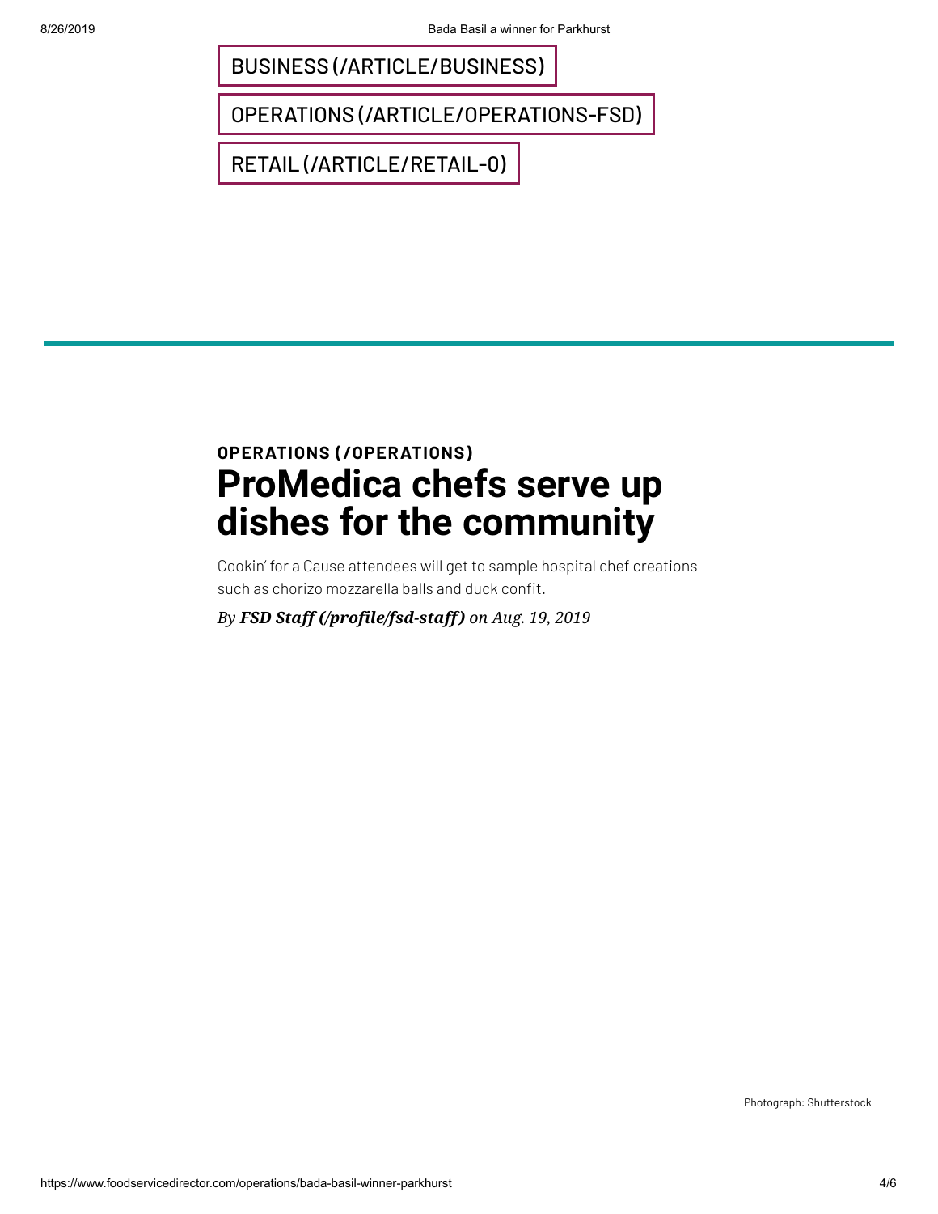BUSINESS (/ARTICLE/BUSINESS)

OPERATIONS (/ARTICLE/OPERATIONS-FSD)

RETAIL (/ARTICLE/RETAIL-0)

**OPERATIONS (/OPERATIONS)**

# ProMedica chefs serve up dishes for the community

Cookin' for a Cause attendees will get to sample hospital chef creations such as chorizo mozzarella balls and duck confit.

*By **FSD Staff (/profile/fsd-staff)** on Aug. 19, 2019*

Photograph: Shutterstock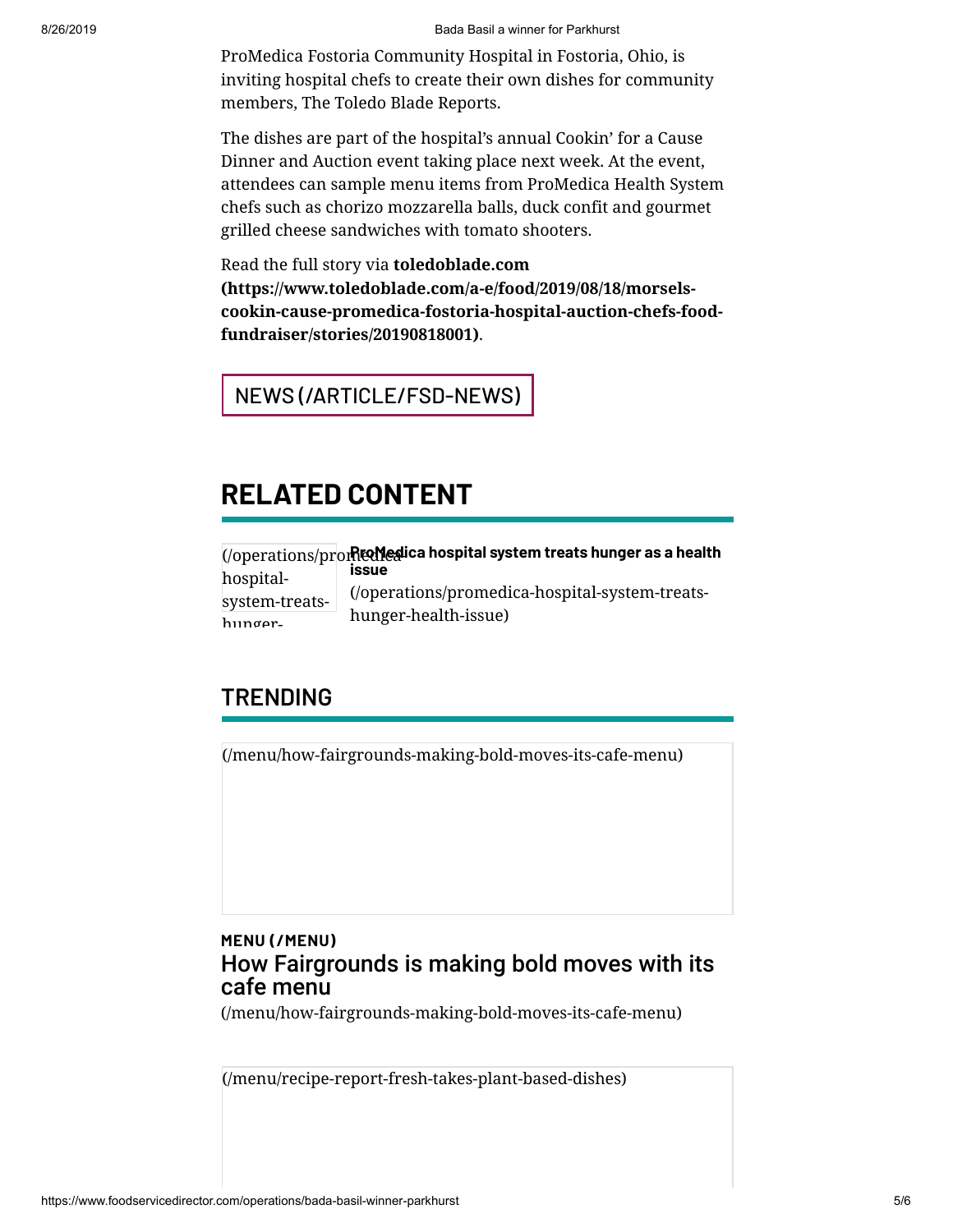ProMedica Fostoria Community Hospital in Fostoria, Ohio, is inviting hospital chefs to create their own dishes for community members, The Toledo Blade Reports.

The dishes are part of the hospital's annual Cookin' for a Cause Dinner and Auction event taking place next week. At the event, attendees can sample menu items from ProMedica Health System chefs such as chorizo mozzarella balls, duck confit and gourmet grilled cheese sandwiches with tomato shooters.

Read the full story via **toledoblade.com (https://www.toledoblade.com/a-e/food/2019/08/18/morsels-cookin-cause-promedica-fostoria-hospital-auction-chefs-food-fundraiser/stories/20190818001)**.

NEWS (/ARTICLE/FSD-NEWS)

## RELATED CONTENT

(/operations/promedica-hospital-system-treats-hunger-

**ProMedica hospital system treats hunger as a health issue**

(/operations/promedica-hospital-system-treats-hunger-health-issue)

## TRENDING

(/menu/how-fairgrounds-making-bold-moves-its-cafe-menu)

**MENU (/MENU)**

### How Fairgrounds is making bold moves with its cafe menu

(/menu/how-fairgrounds-making-bold-moves-its-cafe-menu)

(/menu/recipe-report-fresh-takes-plant-based-dishes)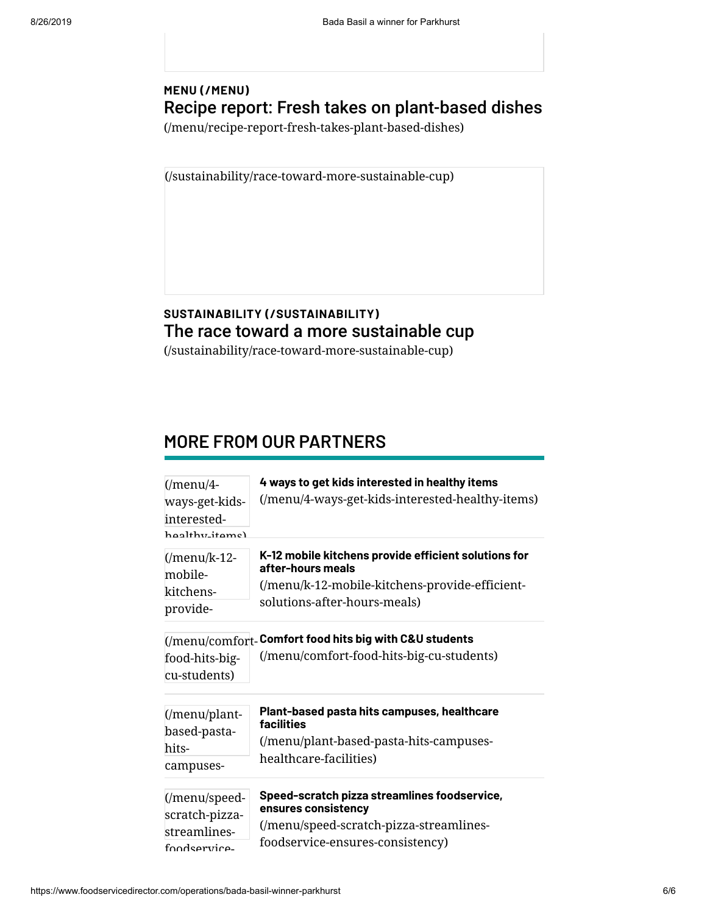**MENU (/MENU)**

Recipe report: Fresh takes on plant-based dishes
(/menu/recipe-report-fresh-takes-plant-based-dishes)

(/sustainability/race-toward-more-sustainable-cup)

**SUSTAINABILITY (/SUSTAINABILITY)**

The race toward a more sustainable cup
(/sustainability/race-toward-more-sustainable-cup)

## MORE FROM OUR PARTNERS

(/menu/4-ways-get-kids-interested-healthy-items)

**4 ways to get kids interested in healthy items**
(/menu/4-ways-get-kids-interested-healthy-items)

(/menu/k-12-mobile-kitchens-provide-

**K-12 mobile kitchens provide efficient solutions for after-hours meals**
(/menu/k-12-mobile-kitchens-provide-efficient-solutions-after-hours-meals)

(/menu/comfort-food-hits-big-cu-students)

**Comfort food hits big with C&U students**
(/menu/comfort-food-hits-big-cu-students)

(/menu/plant-based-pasta-hits-campuses-

**Plant-based pasta hits campuses, healthcare facilities**
(/menu/plant-based-pasta-hits-campuses-healthcare-facilities)

(/menu/speed-scratch-pizza-streamlines-foodservice-

**Speed-scratch pizza streamlines foodservice, ensures consistency**
(/menu/speed-scratch-pizza-streamlines-foodservice-ensures-consistency)